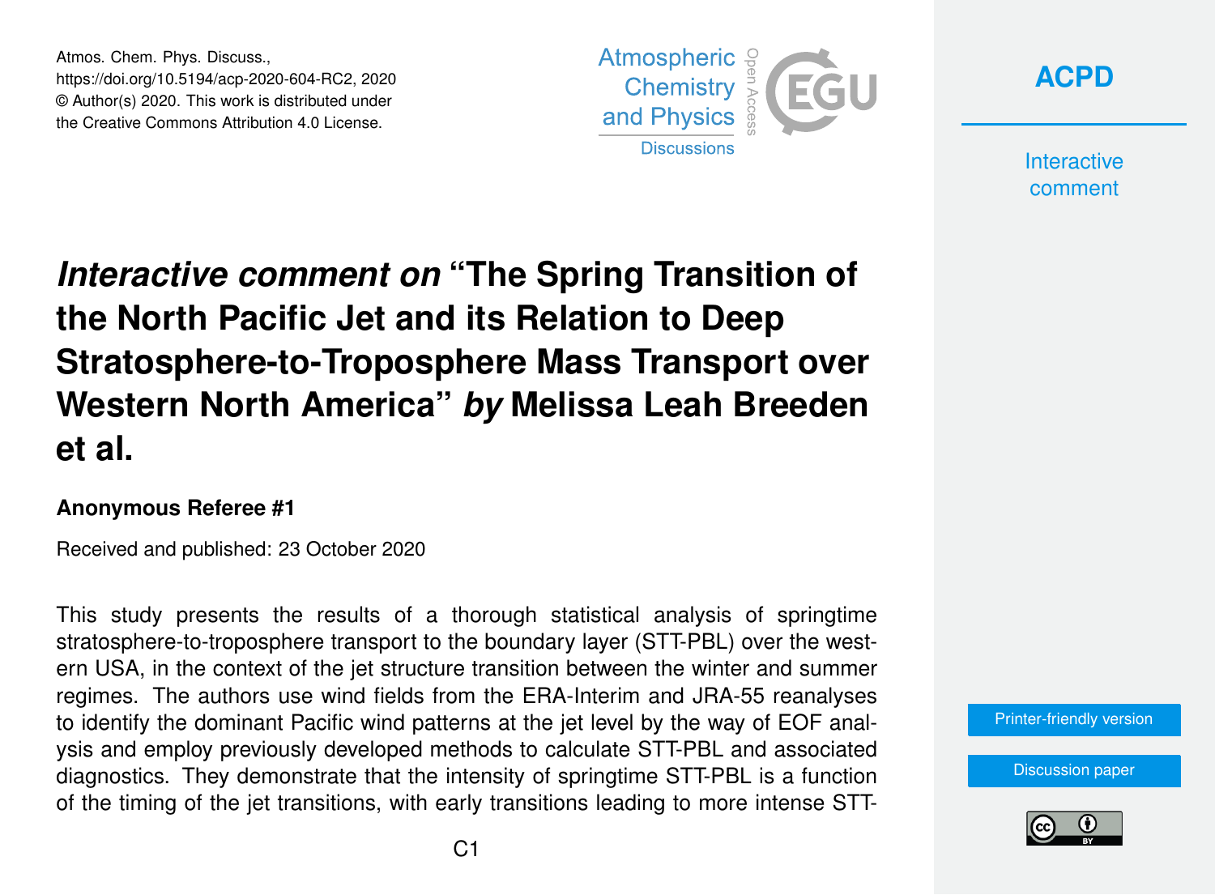Atmos. Chem. Phys. Discuss.,
https://doi.org/10.5194/acp-2020-604-RC2, 2020
© Author(s) 2020. This work is distributed under
the Creative Commons Attribution 4.0 License.

# *Interactive comment on* “The Spring Transition of the North Pacific Jet and its Relation to Deep Stratosphere-to-Troposphere Mass Transport over Western North America” *by* Melissa Leah Breeden et al.

**Anonymous Referee #1**

Received and published: 23 October 2020

This study presents the results of a thorough statistical analysis of springtime stratosphere-to-troposphere transport to the boundary layer (STT-PBL) over the western USA, in the context of the jet structure transition between the winter and summer regimes. The authors use wind fields from the ERA-Interim and JRA-55 reanalyses to identify the dominant Pacific wind patterns at the jet level by the way of EOF analysis and employ previously developed methods to calculate STT-PBL and associated diagnostics. They demonstrate that the intensity of springtime STT-PBL is a function of the timing of the jet transitions, with early transitions leading to more intense STT-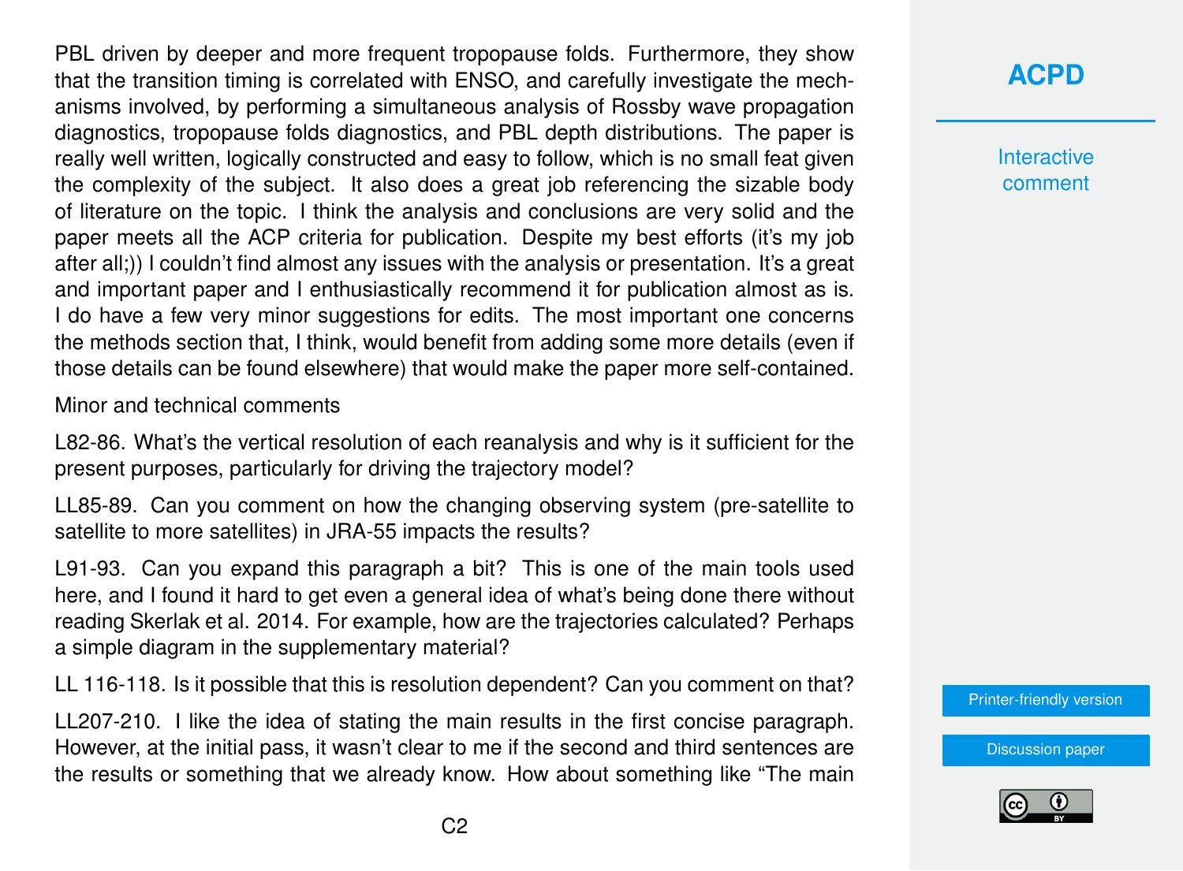PBL driven by deeper and more frequent tropopause folds. Furthermore, they show that the transition timing is correlated with ENSO, and carefully investigate the mechanisms involved, by performing a simultaneous analysis of Rossby wave propagation diagnostics, tropopause folds diagnostics, and PBL depth distributions. The paper is really well written, logically constructed and easy to follow, which is no small feat given the complexity of the subject. It also does a great job referencing the sizable body of literature on the topic. I think the analysis and conclusions are very solid and the paper meets all the ACP criteria for publication. Despite my best efforts (it's my job after all;)) I couldn't find almost any issues with the analysis or presentation. It's a great and important paper and I enthusiastically recommend it for publication almost as is. I do have a few very minor suggestions for edits. The most important one concerns the methods section that, I think, would benefit from adding some more details (even if those details can be found elsewhere) that would make the paper more self-contained.

Minor and technical comments

L82-86. What's the vertical resolution of each reanalysis and why is it sufficient for the present purposes, particularly for driving the trajectory model?

LL85-89. Can you comment on how the changing observing system (pre-satellite to satellite to more satellites) in JRA-55 impacts the results?

L91-93. Can you expand this paragraph a bit? This is one of the main tools used here, and I found it hard to get even a general idea of what's being done there without reading Skerlak et al. 2014. For example, how are the trajectories calculated? Perhaps a simple diagram in the supplementary material?

LL 116-118. Is it possible that this is resolution dependent? Can you comment on that?

LL207-210. I like the idea of stating the main results in the first concise paragraph. However, at the initial pass, it wasn't clear to me if the second and third sentences are the results or something that we already know. How about something like "The main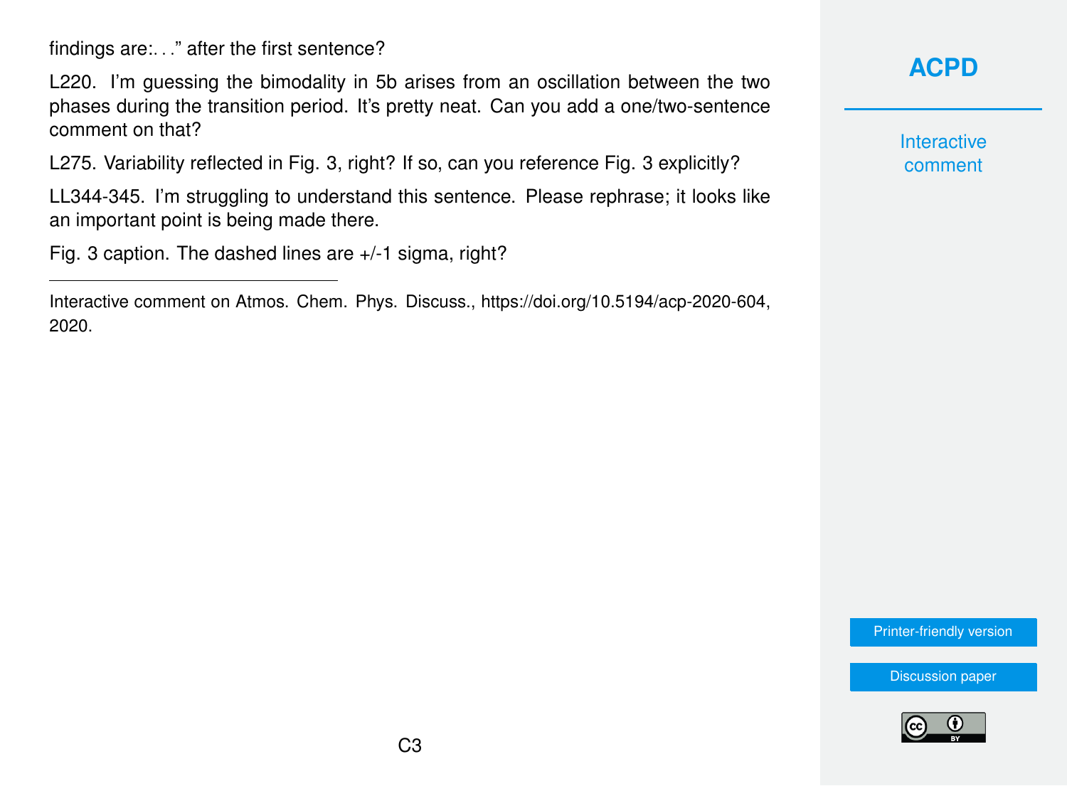findings are:. . ." after the first sentence?

L220. I'm guessing the bimodality in 5b arises from an oscillation between the two phases during the transition period. It's pretty neat. Can you add a one/two-sentence comment on that?

L275. Variability reflected in Fig. 3, right? If so, can you reference Fig. 3 explicitly?

LL344-345. I'm struggling to understand this sentence. Please rephrase; it looks like an important point is being made there.

Fig. 3 caption. The dashed lines are +/-1 sigma, right?

---

Interactive comment on Atmos. Chem. Phys. Discuss., https://doi.org/10.5194/acp-2020-604, 2020.